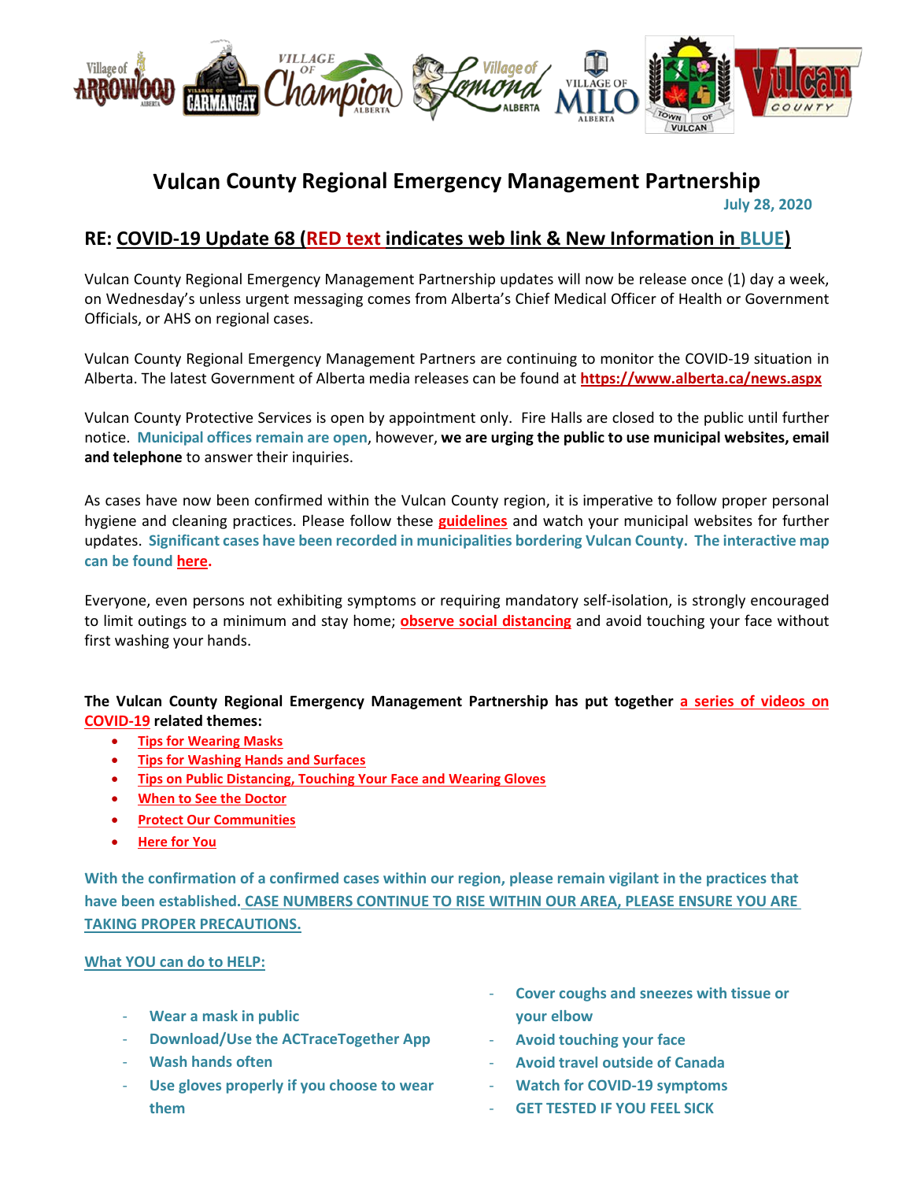# Vulcan County Regional Emergency Management Partnership

July 28, 2020

## RE: COVID-19 Update 68 (RED text indicates web link & New Information in BLUE)

Vulcan County Regional Emergency Management Partnership updates will now be release once (1) day a week, on Wednesday's unless urgent messaging comes from Alberta's Chief Medical Officer of Health or Government Officials, or AHS on regional cases.

Vulcan County Regional Emergency Management Partners are continuing to monitor the COVID-19 situation in Alberta. The latest Government of Alberta media releases can be found at **https://www.alberta.ca/news.aspx**

Vulcan County Protective Services is open by appointment only. Fire Halls are closed to the public until further notice. **Municipal offices remain are open**, however, **we are urging the public to use municipal websites, email and telephone** to answer their inquiries.

As cases have now been confirmed within the Vulcan County region, it is imperative to follow proper personal hygiene and cleaning practices. Please follow these **guidelines** and watch your municipal websites for further updates. **Significant cases have been recorded in municipalities bordering Vulcan County. The interactive map can be found here.**

Everyone, even persons not exhibiting symptoms or requiring mandatory self-isolation, is strongly encouraged to limit outings to a minimum and stay home; **observe social distancing** and avoid touching your face without first washing your hands.

**The Vulcan County Regional Emergency Management Partnership has put together a series of videos on COVID-19 related themes:**

- **Tips for Wearing Masks**
- **Tips for Washing Hands and Surfaces**
- **Tips on Public Distancing, Touching Your Face and Wearing Gloves**
- **When to See the Doctor**
- **Protect Our Communities**
- **Here for You**

**With the confirmation of a confirmed cases within our region, please remain vigilant in the practices that have been established. CASE NUMBERS CONTINUE TO RISE WITHIN OUR AREA, PLEASE ENSURE YOU ARE TAKING PROPER PRECAUTIONS.**

**What YOU can do to HELP:**

- **Wear a mask in public**
- **Download/Use the ACTraceTogether App**
- **Wash hands often**
- **Use gloves properly if you choose to wear them**
- **Cover coughs and sneezes with tissue or your elbow**
- **Avoid touching your face**
- **Avoid travel outside of Canada**
- **Watch for COVID-19 symptoms**
- **GET TESTED IF YOU FEEL SICK**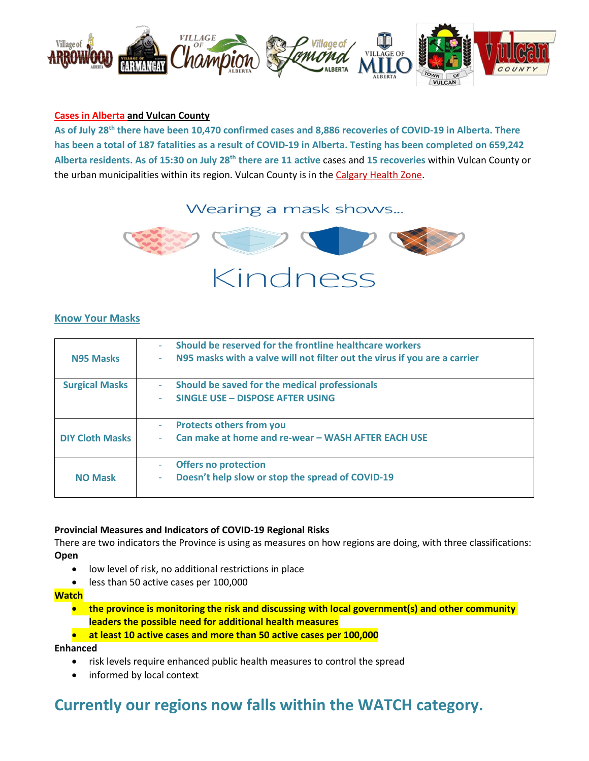## Cases in Alberta and Vulcan County

**As of July 28th there have been 10,470 confirmed cases and 8,886 recoveries of COVID-19 in Alberta. There has been a total of 187 fatalities as a result of COVID-19 in Alberta. Testing has been completed on 659,242 Alberta residents. As of 15:30 on July 28th there are 11 active** cases and **15 recoveries** within Vulcan County or the urban municipalities within its region. Vulcan County is in the Calgary Health Zone.

Wearing a mask shows...

Kindness

## Know Your Masks

| | |
|---|---|
| **N95 Masks** | - **Should be reserved for the frontline healthcare workers**<br>- **N95 masks with a valve will not filter out the virus if you are a carrier** |
| **Surgical Masks** | - **Should be saved for the medical professionals**<br>- **SINGLE USE – DISPOSE AFTER USING** |
| **DIY Cloth Masks** | - **Protects others from you**<br>- **Can make at home and re-wear – WASH AFTER EACH USE** |
| **NO Mask** | - **Offers no protection**<br>- **Doesn't help slow or stop the spread of COVID-19** |

## Provincial Measures and Indicators of COVID-19 Regional Risks

There are two indicators the Province is using as measures on how regions are doing, with three classifications:

**Open**

- low level of risk, no additional restrictions in place
- less than 50 active cases per 100,000

**Watch**

- **the province is monitoring the risk and discussing with local government(s) and other community leaders the possible need for additional health measures**
- **at least 10 active cases and more than 50 active cases per 100,000**

**Enhanced**

- risk levels require enhanced public health measures to control the spread
- informed by local context

# Currently our regions now falls within the WATCH category.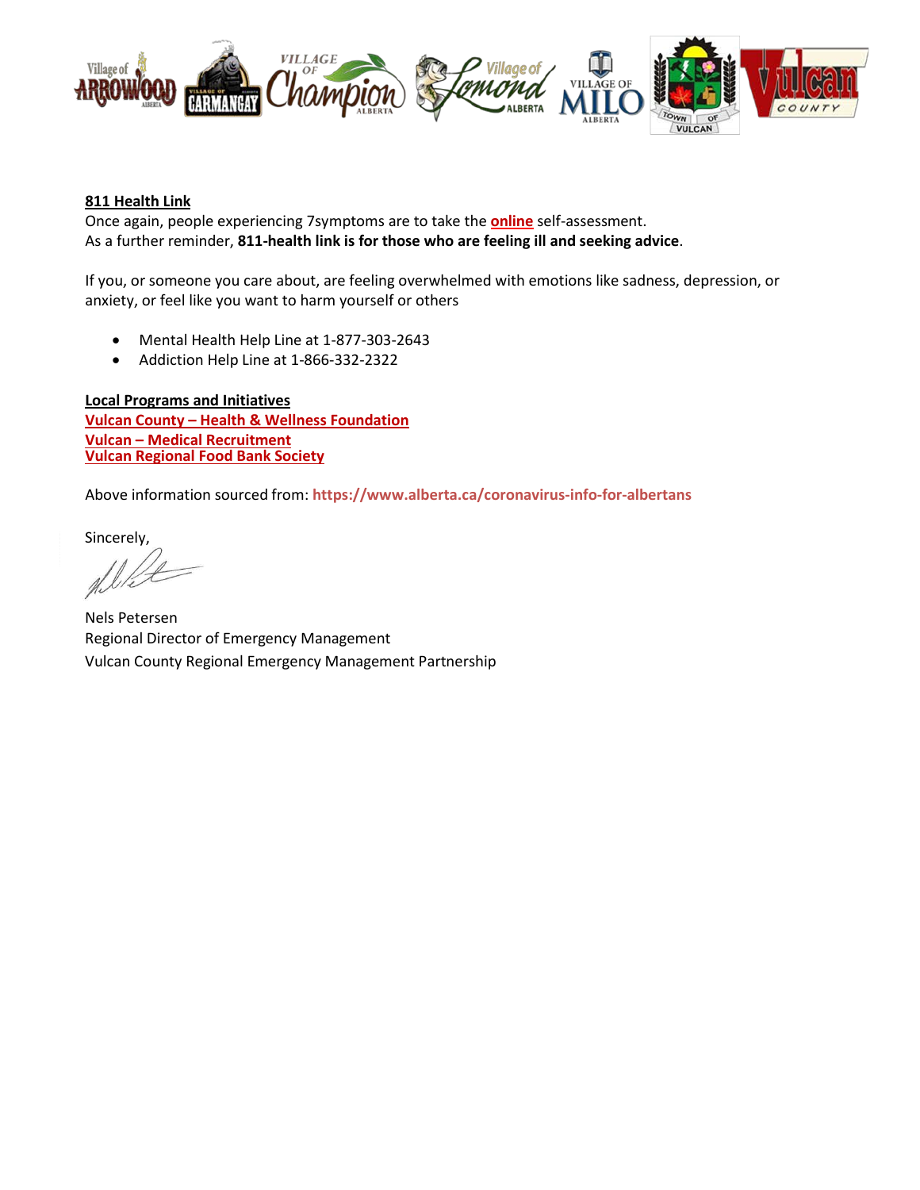**811 Health Link**

Once again, people experiencing 7symptoms are to take the **online** self-assessment.
As a further reminder, **811-health link is for those who are feeling ill and seeking advice**.

If you, or someone you care about, are feeling overwhelmed with emotions like sadness, depression, or anxiety, or feel like you want to harm yourself or others

- Mental Health Help Line at 1-877-303-2643
- Addiction Help Line at 1-866-332-2322

**Local Programs and Initiatives**

**Vulcan County – Health & Wellness Foundation**
**Vulcan – Medical Recruitment**
**Vulcan Regional Food Bank Society**

Above information sourced from: **https://www.alberta.ca/coronavirus-info-for-albertans**

Sincerely,

Nels Petersen
Regional Director of Emergency Management
Vulcan County Regional Emergency Management Partnership